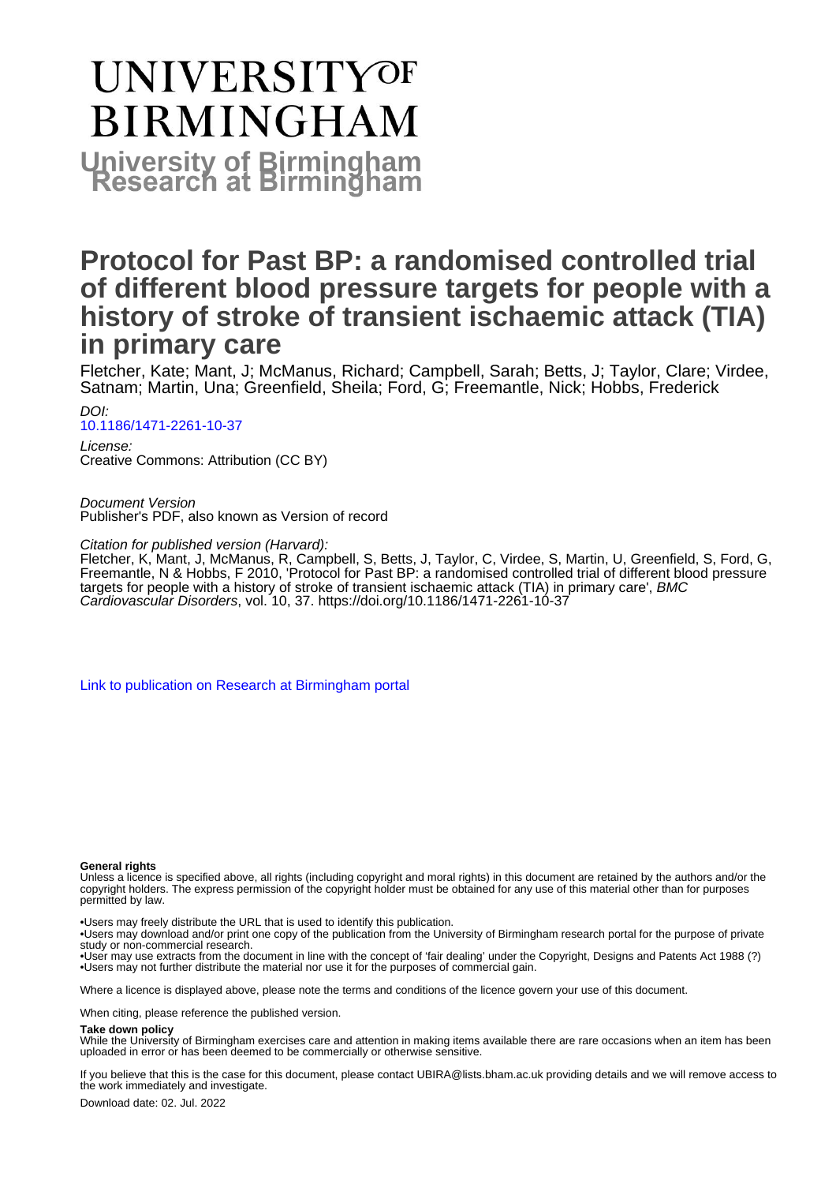# UNIVERSITY OF BIRMINGHAM

**University of Birmingham Research at Birmingham**

# Protocol for Past BP: a randomised controlled trial of different blood pressure targets for people with a history of stroke of transient ischaemic attack (TIA) in primary care

Fletcher, Kate; Mant, J; McManus, Richard; Campbell, Sarah; Betts, J; Taylor, Clare; Virdee, Satnam; Martin, Una; Greenfield, Sheila; Ford, G; Freemantle, Nick; Hobbs, Frederick

*DOI:*
[10.1186/1471-2261-10-37](https://doi.org/10.1186/1471-2261-10-37)

*License:*
Creative Commons: Attribution (CC BY)

*Document Version*
Publisher's PDF, also known as Version of record

*Citation for published version (Harvard):*
Fletcher, K, Mant, J, McManus, R, Campbell, S, Betts, J, Taylor, C, Virdee, S, Martin, U, Greenfield, S, Ford, G, Freemantle, N & Hobbs, F 2010, 'Protocol for Past BP: a randomised controlled trial of different blood pressure targets for people with a history of stroke of transient ischaemic attack (TIA) in primary care', *BMC Cardiovascular Disorders*, vol. 10, 37. https://doi.org/10.1186/1471-2261-10-37

[Link to publication on Research at Birmingham portal]

**General rights**

Unless a licence is specified above, all rights (including copyright and moral rights) in this document are retained by the authors and/or the copyright holders. The express permission of the copyright holder must be obtained for any use of this material other than for purposes permitted by law.

•Users may freely distribute the URL that is used to identify this publication.
•Users may download and/or print one copy of the publication from the University of Birmingham research portal for the purpose of private study or non-commercial research.
•User may use extracts from the document in line with the concept of 'fair dealing' under the Copyright, Designs and Patents Act 1988 (?)
•Users may not further distribute the material nor use it for the purposes of commercial gain.

Where a licence is displayed above, please note the terms and conditions of the licence govern your use of this document.

When citing, please reference the published version.

**Take down policy**

While the University of Birmingham exercises care and attention in making items available there are rare occasions when an item has been uploaded in error or has been deemed to be commercially or otherwise sensitive.

If you believe that this is the case for this document, please contact UBIRA@lists.bham.ac.uk providing details and we will remove access to the work immediately and investigate.

Download date: 02. Jul. 2022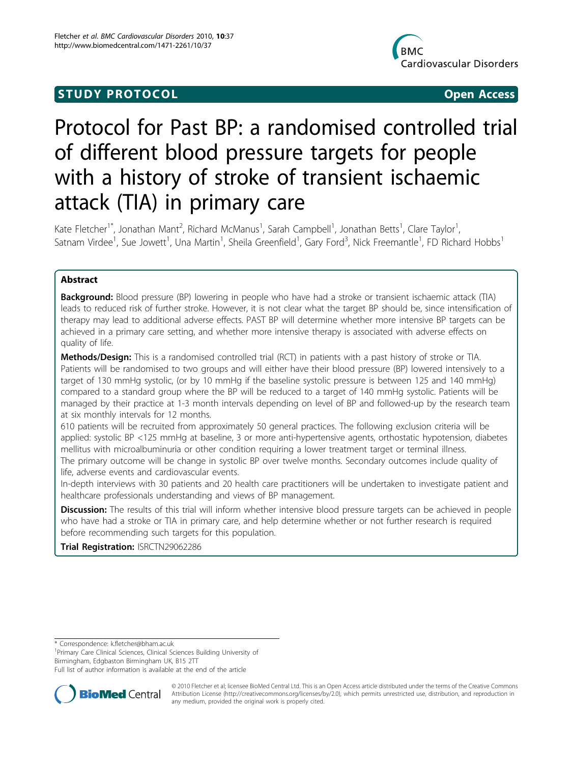**STUDY PROTOCOL** **Open Access**

# Protocol for Past BP: a randomised controlled trial of different blood pressure targets for people with a history of stroke of transient ischaemic attack (TIA) in primary care

Kate Fletcher[1*], Jonathan Mant[2], Richard McManus[1], Sarah Campbell[1], Jonathan Betts[1], Clare Taylor[1], Satnam Virdee[1], Sue Jowett[1], Una Martin[1], Sheila Greenfield[1], Gary Ford[3], Nick Freemantle[1], FD Richard Hobbs[1]

## Abstract

**Background:** Blood pressure (BP) lowering in people who have had a stroke or transient ischaemic attack (TIA) leads to reduced risk of further stroke. However, it is not clear what the target BP should be, since intensification of therapy may lead to additional adverse effects. PAST BP will determine whether more intensive BP targets can be achieved in a primary care setting, and whether more intensive therapy is associated with adverse effects on quality of life.

**Methods/Design:** This is a randomised controlled trial (RCT) in patients with a past history of stroke or TIA. Patients will be randomised to two groups and will either have their blood pressure (BP) lowered intensively to a target of 130 mmHg systolic, (or by 10 mmHg if the baseline systolic pressure is between 125 and 140 mmHg) compared to a standard group where the BP will be reduced to a target of 140 mmHg systolic. Patients will be managed by their practice at 1-3 month intervals depending on level of BP and followed-up by the research team at six monthly intervals for 12 months.

610 patients will be recruited from approximately 50 general practices. The following exclusion criteria will be applied: systolic BP <125 mmHg at baseline, 3 or more anti-hypertensive agents, orthostatic hypotension, diabetes mellitus with microalbuminuria or other condition requiring a lower treatment target or terminal illness.

The primary outcome will be change in systolic BP over twelve months. Secondary outcomes include quality of life, adverse events and cardiovascular events.

In-depth interviews with 30 patients and 20 health care practitioners will be undertaken to investigate patient and healthcare professionals understanding and views of BP management.

**Discussion:** The results of this trial will inform whether intensive blood pressure targets can be achieved in people who have had a stroke or TIA in primary care, and help determine whether or not further research is required before recommending such targets for this population.

**Trial Registration:** ISRCTN29062286

\* Correspondence: k.fletcher@bham.ac.uk
[1]Primary Care Clinical Sciences, Clinical Sciences Building University of Birmingham, Edgbaston Birmingham UK, B15 2TT
Full list of author information is available at the end of the article

© 2010 Fletcher et al; licensee BioMed Central Ltd. This is an Open Access article distributed under the terms of the Creative Commons Attribution License (http://creativecommons.org/licenses/by/2.0), which permits unrestricted use, distribution, and reproduction in any medium, provided the original work is properly cited.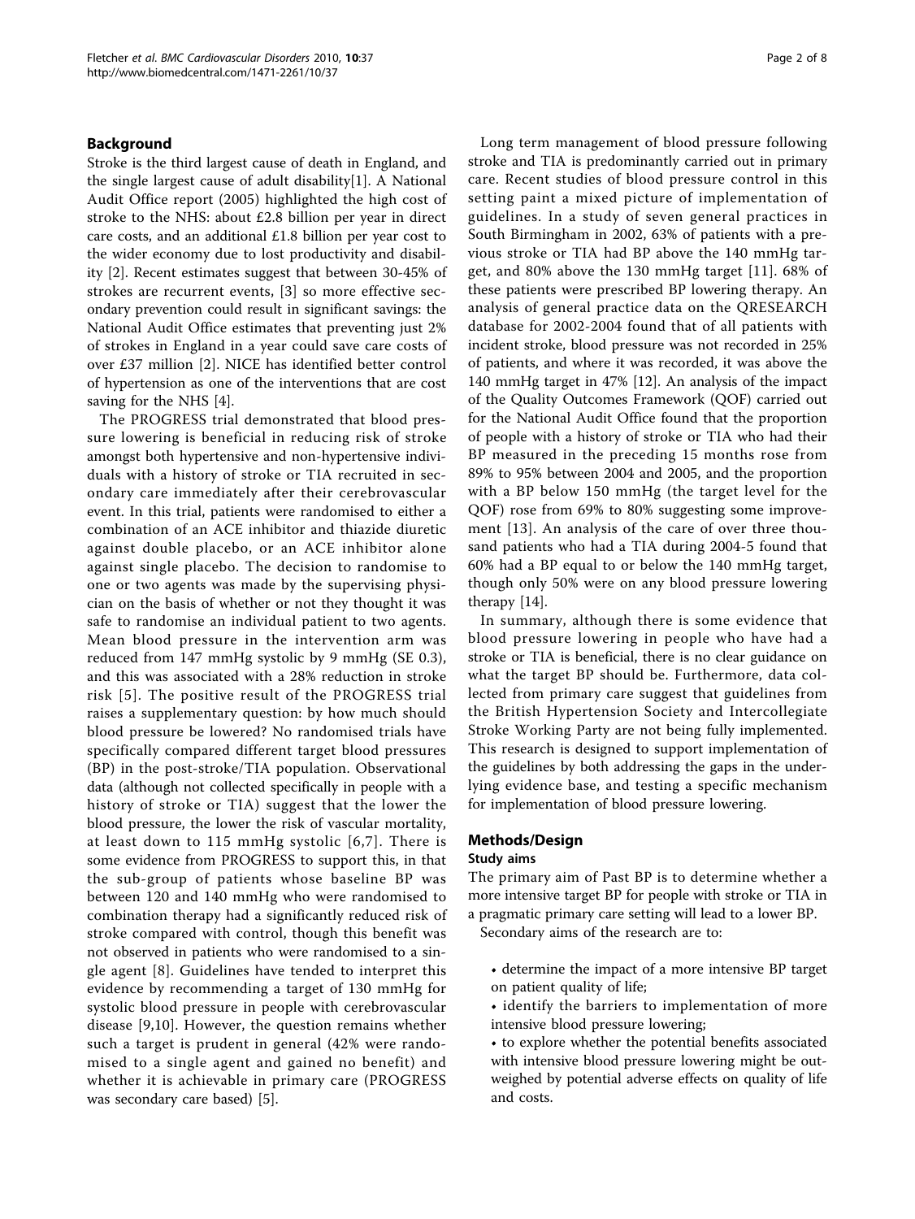## Background

Stroke is the third largest cause of death in England, and the single largest cause of adult disability[1]. A National Audit Office report (2005) highlighted the high cost of stroke to the NHS: about £2.8 billion per year in direct care costs, and an additional £1.8 billion per year cost to the wider economy due to lost productivity and disability [2]. Recent estimates suggest that between 30-45% of strokes are recurrent events, [3] so more effective secondary prevention could result in significant savings: the National Audit Office estimates that preventing just 2% of strokes in England in a year could save care costs of over £37 million [2]. NICE has identified better control of hypertension as one of the interventions that are cost saving for the NHS [4].

The PROGRESS trial demonstrated that blood pressure lowering is beneficial in reducing risk of stroke amongst both hypertensive and non-hypertensive individuals with a history of stroke or TIA recruited in secondary care immediately after their cerebrovascular event. In this trial, patients were randomised to either a combination of an ACE inhibitor and thiazide diuretic against double placebo, or an ACE inhibitor alone against single placebo. The decision to randomise to one or two agents was made by the supervising physician on the basis of whether or not they thought it was safe to randomise an individual patient to two agents. Mean blood pressure in the intervention arm was reduced from 147 mmHg systolic by 9 mmHg (SE 0.3), and this was associated with a 28% reduction in stroke risk [5]. The positive result of the PROGRESS trial raises a supplementary question: by how much should blood pressure be lowered? No randomised trials have specifically compared different target blood pressures (BP) in the post-stroke/TIA population. Observational data (although not collected specifically in people with a history of stroke or TIA) suggest that the lower the blood pressure, the lower the risk of vascular mortality, at least down to 115 mmHg systolic [6,7]. There is some evidence from PROGRESS to support this, in that the sub-group of patients whose baseline BP was between 120 and 140 mmHg who were randomised to combination therapy had a significantly reduced risk of stroke compared with control, though this benefit was not observed in patients who were randomised to a single agent [8]. Guidelines have tended to interpret this evidence by recommending a target of 130 mmHg for systolic blood pressure in people with cerebrovascular disease [9,10]. However, the question remains whether such a target is prudent in general (42% were randomised to a single agent and gained no benefit) and whether it is achievable in primary care (PROGRESS was secondary care based) [5].

Long term management of blood pressure following stroke and TIA is predominantly carried out in primary care. Recent studies of blood pressure control in this setting paint a mixed picture of implementation of guidelines. In a study of seven general practices in South Birmingham in 2002, 63% of patients with a previous stroke or TIA had BP above the 140 mmHg target, and 80% above the 130 mmHg target [11]. 68% of these patients were prescribed BP lowering therapy. An analysis of general practice data on the QRESEARCH database for 2002-2004 found that of all patients with incident stroke, blood pressure was not recorded in 25% of patients, and where it was recorded, it was above the 140 mmHg target in 47% [12]. An analysis of the impact of the Quality Outcomes Framework (QOF) carried out for the National Audit Office found that the proportion of people with a history of stroke or TIA who had their BP measured in the preceding 15 months rose from 89% to 95% between 2004 and 2005, and the proportion with a BP below 150 mmHg (the target level for the QOF) rose from 69% to 80% suggesting some improvement [13]. An analysis of the care of over three thousand patients who had a TIA during 2004-5 found that 60% had a BP equal to or below the 140 mmHg target, though only 50% were on any blood pressure lowering therapy [14].

In summary, although there is some evidence that blood pressure lowering in people who have had a stroke or TIA is beneficial, there is no clear guidance on what the target BP should be. Furthermore, data collected from primary care suggest that guidelines from the British Hypertension Society and Intercollegiate Stroke Working Party are not being fully implemented. This research is designed to support implementation of the guidelines by both addressing the gaps in the underlying evidence base, and testing a specific mechanism for implementation of blood pressure lowering.

## Methods/Design

### Study aims

The primary aim of Past BP is to determine whether a more intensive target BP for people with stroke or TIA in a pragmatic primary care setting will lead to a lower BP.

Secondary aims of the research are to:

- determine the impact of a more intensive BP target on patient quality of life;
- identify the barriers to implementation of more intensive blood pressure lowering;
- to explore whether the potential benefits associated with intensive blood pressure lowering might be outweighed by potential adverse effects on quality of life and costs.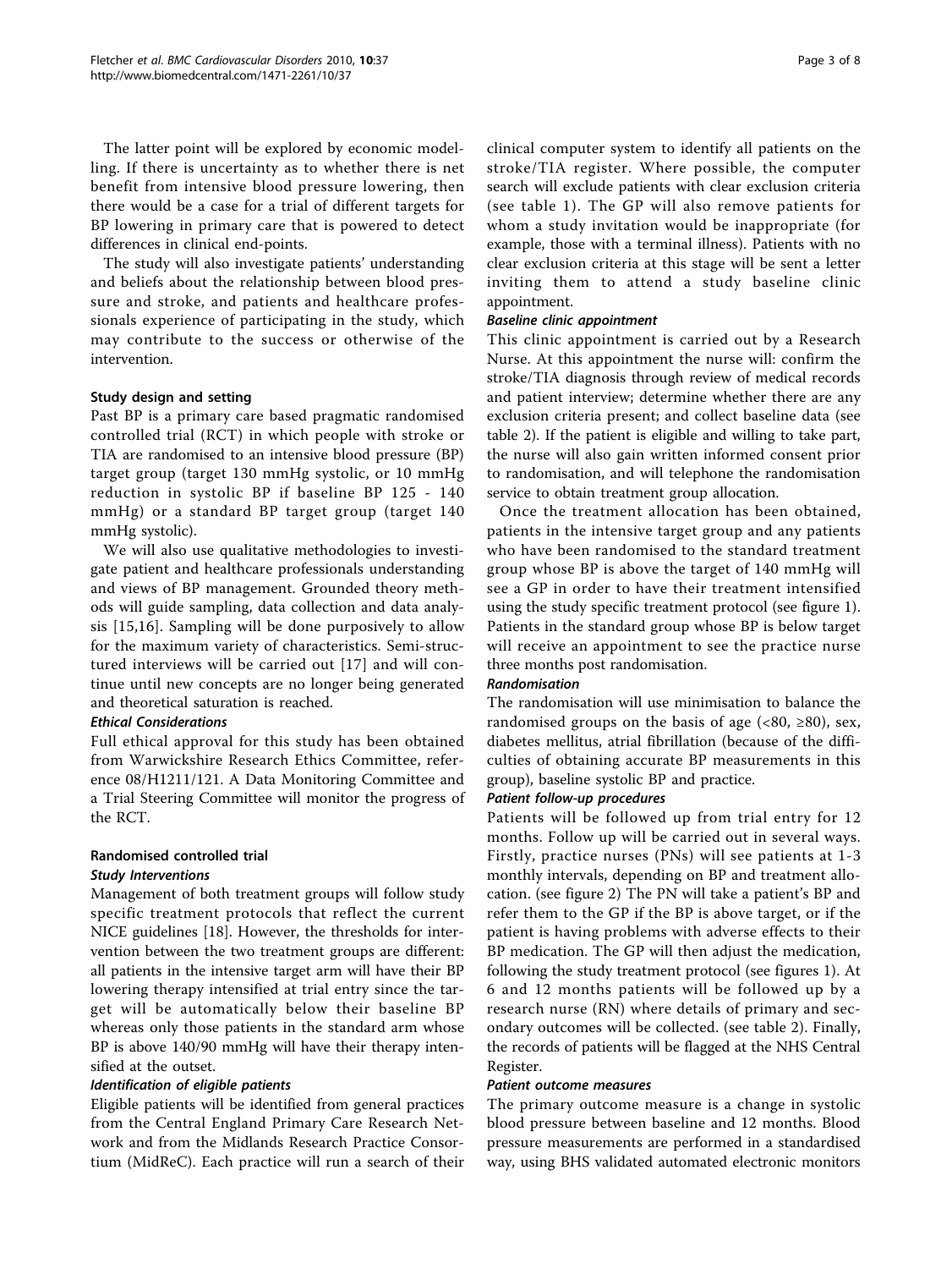The latter point will be explored by economic modelling. If there is uncertainty as to whether there is net benefit from intensive blood pressure lowering, then there would be a case for a trial of different targets for BP lowering in primary care that is powered to detect differences in clinical end-points.

The study will also investigate patients' understanding and beliefs about the relationship between blood pressure and stroke, and patients and healthcare professionals experience of participating in the study, which may contribute to the success or otherwise of the intervention.

### Study design and setting

Past BP is a primary care based pragmatic randomised controlled trial (RCT) in which people with stroke or TIA are randomised to an intensive blood pressure (BP) target group (target 130 mmHg systolic, or 10 mmHg reduction in systolic BP if baseline BP 125 - 140 mmHg) or a standard BP target group (target 140 mmHg systolic).

We will also use qualitative methodologies to investigate patient and healthcare professionals understanding and views of BP management. Grounded theory methods will guide sampling, data collection and data analysis [15,16]. Sampling will be done purposively to allow for the maximum variety of characteristics. Semi-structured interviews will be carried out [17] and will continue until new concepts are no longer being generated and theoretical saturation is reached.

#### *Ethical Considerations*

Full ethical approval for this study has been obtained from Warwickshire Research Ethics Committee, reference 08/H1211/121. A Data Monitoring Committee and a Trial Steering Committee will monitor the progress of the RCT.

### Randomised controlled trial

#### *Study Interventions*

Management of both treatment groups will follow study specific treatment protocols that reflect the current NICE guidelines [18]. However, the thresholds for intervention between the two treatment groups are different: all patients in the intensive target arm will have their BP lowering therapy intensified at trial entry since the target will be automatically below their baseline BP whereas only those patients in the standard arm whose BP is above 140/90 mmHg will have their therapy intensified at the outset.

#### *Identification of eligible patients*

Eligible patients will be identified from general practices from the Central England Primary Care Research Network and from the Midlands Research Practice Consortium (MidReC). Each practice will run a search of their clinical computer system to identify all patients on the stroke/TIA register. Where possible, the computer search will exclude patients with clear exclusion criteria (see table 1). The GP will also remove patients for whom a study invitation would be inappropriate (for example, those with a terminal illness). Patients with no clear exclusion criteria at this stage will be sent a letter inviting them to attend a study baseline clinic appointment.

#### *Baseline clinic appointment*

This clinic appointment is carried out by a Research Nurse. At this appointment the nurse will: confirm the stroke/TIA diagnosis through review of medical records and patient interview; determine whether there are any exclusion criteria present; and collect baseline data (see table 2). If the patient is eligible and willing to take part, the nurse will also gain written informed consent prior to randomisation, and will telephone the randomisation service to obtain treatment group allocation.

Once the treatment allocation has been obtained, patients in the intensive target group and any patients who have been randomised to the standard treatment group whose BP is above the target of 140 mmHg will see a GP in order to have their treatment intensified using the study specific treatment protocol (see figure 1). Patients in the standard group whose BP is below target will receive an appointment to see the practice nurse three months post randomisation.

#### *Randomisation*

The randomisation will use minimisation to balance the randomised groups on the basis of age (<80, ≥80), sex, diabetes mellitus, atrial fibrillation (because of the difficulties of obtaining accurate BP measurements in this group), baseline systolic BP and practice.

#### *Patient follow-up procedures*

Patients will be followed up from trial entry for 12 months. Follow up will be carried out in several ways. Firstly, practice nurses (PNs) will see patients at 1-3 monthly intervals, depending on BP and treatment allocation. (see figure 2) The PN will take a patient's BP and refer them to the GP if the BP is above target, or if the patient is having problems with adverse effects to their BP medication. The GP will then adjust the medication, following the study treatment protocol (see figures 1). At 6 and 12 months patients will be followed up by a research nurse (RN) where details of primary and secondary outcomes will be collected. (see table 2). Finally, the records of patients will be flagged at the NHS Central Register.

#### *Patient outcome measures*

The primary outcome measure is a change in systolic blood pressure between baseline and 12 months. Blood pressure measurements are performed in a standardised way, using BHS validated automated electronic monitors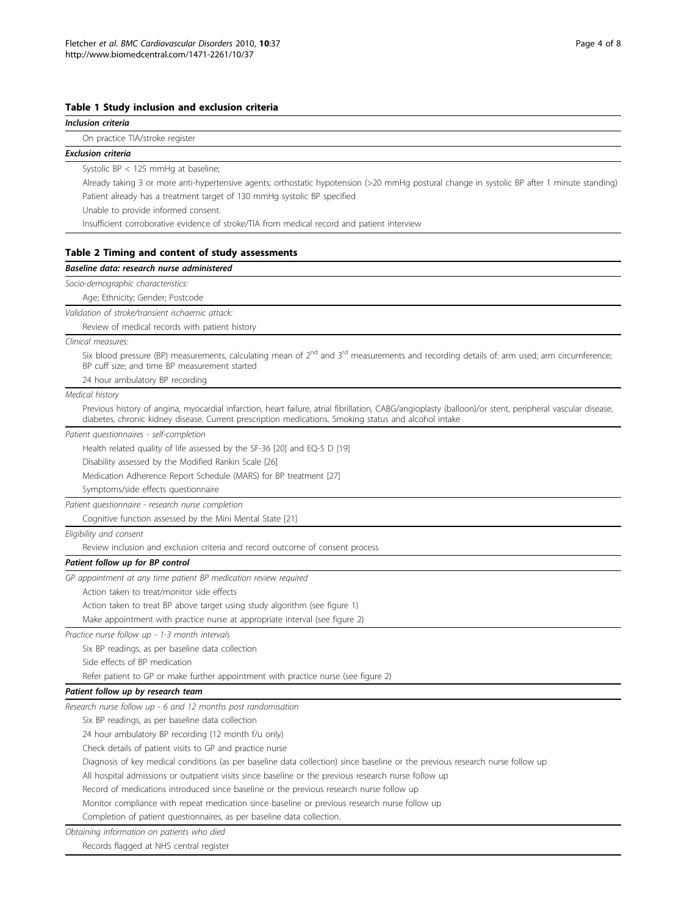**Table 1 Study inclusion and exclusion criteria**

| |
|---|
| ***Inclusion criteria*** |
| On practice TIA/stroke register |
| ***Exclusion criteria*** |
| Systolic BP < 125 mmHg at baseline; |
| Already taking 3 or more anti-hypertensive agents; orthostatic hypotension (>20 mmHg postural change in systolic BP after 1 minute standing) |
| Patient already has a treatment target of 130 mmHg systolic BP specified |
| Unable to provide informed consent. |
| Insufficient corroborative evidence of stroke/TIA from medical record and patient interview |

**Table 2 Timing and content of study assessments**

| |
|---|
| ***Baseline data: research nurse administered*** |
| *Socio-demographic characteristics:* |
| Age; Ethnicity; Gender; Postcode |
| *Validation of stroke/transient ischaemic attack:* |
| Review of medical records with patient history |
| *Clinical measures:* |
| Six blood pressure (BP) measurements, calculating mean of 2nd and 3rd measurements and recording details of: arm used; arm circumference; BP cuff size; and time BP measurement started |
| 24 hour ambulatory BP recording |
| *Medical history* |
| Previous history of angina, myocardial infarction, heart failure, atrial fibrillation, CABG/angioplasty (balloon)/or stent, peripheral vascular disease, diabetes, chronic kidney disease. Current prescription medications. Smoking status and alcohol intake |
| *Patient questionnaires - self-completion* |
| Health related quality of life assessed by the SF-36 [20] and EQ-5 D [19] |
| Disability assessed by the Modified Rankin Scale [26] |
| Medication Adherence Report Schedule (MARS) for BP treatment [27] |
| Symptoms/side effects questionnaire |
| *Patient questionnaire - research nurse completion* |
| Cognitive function assessed by the Mini Mental State [21] |
| *Eligibility and consent* |
| Review inclusion and exclusion criteria and record outcome of consent process |
| ***Patient follow up for BP control*** |
| *GP appointment at any time patient BP medication review required* |
| Action taken to treat/monitor side effects |
| Action taken to treat BP above target using study algorithm (see figure 1) |
| Make appointment with practice nurse at appropriate interval (see figure 2) |
| *Practice nurse follow up - 1-3 month intervals* |
| Six BP readings, as per baseline data collection |
| Side effects of BP medication |
| Refer patient to GP or make further appointment with practice nurse (see figure 2) |
| ***Patient follow up by research team*** |
| *Research nurse follow up - 6 and 12 months post randomisation* |
| Six BP readings, as per baseline data collection |
| 24 hour ambulatory BP recording (12 month f/u only) |
| Check details of patient visits to GP and practice nurse |
| Diagnosis of key medical conditions (as per baseline data collection) since baseline or the previous research nurse follow up |
| All hospital admissions or outpatient visits since baseline or the previous research nurse follow up |
| Record of medications introduced since baseline or the previous research nurse follow up |
| Monitor compliance with repeat medication since baseline or previous research nurse follow up |
| Completion of patient questionnaires, as per baseline data collection. |
| *Obtaining information on patients who died* |
| Records flagged at NHS central register |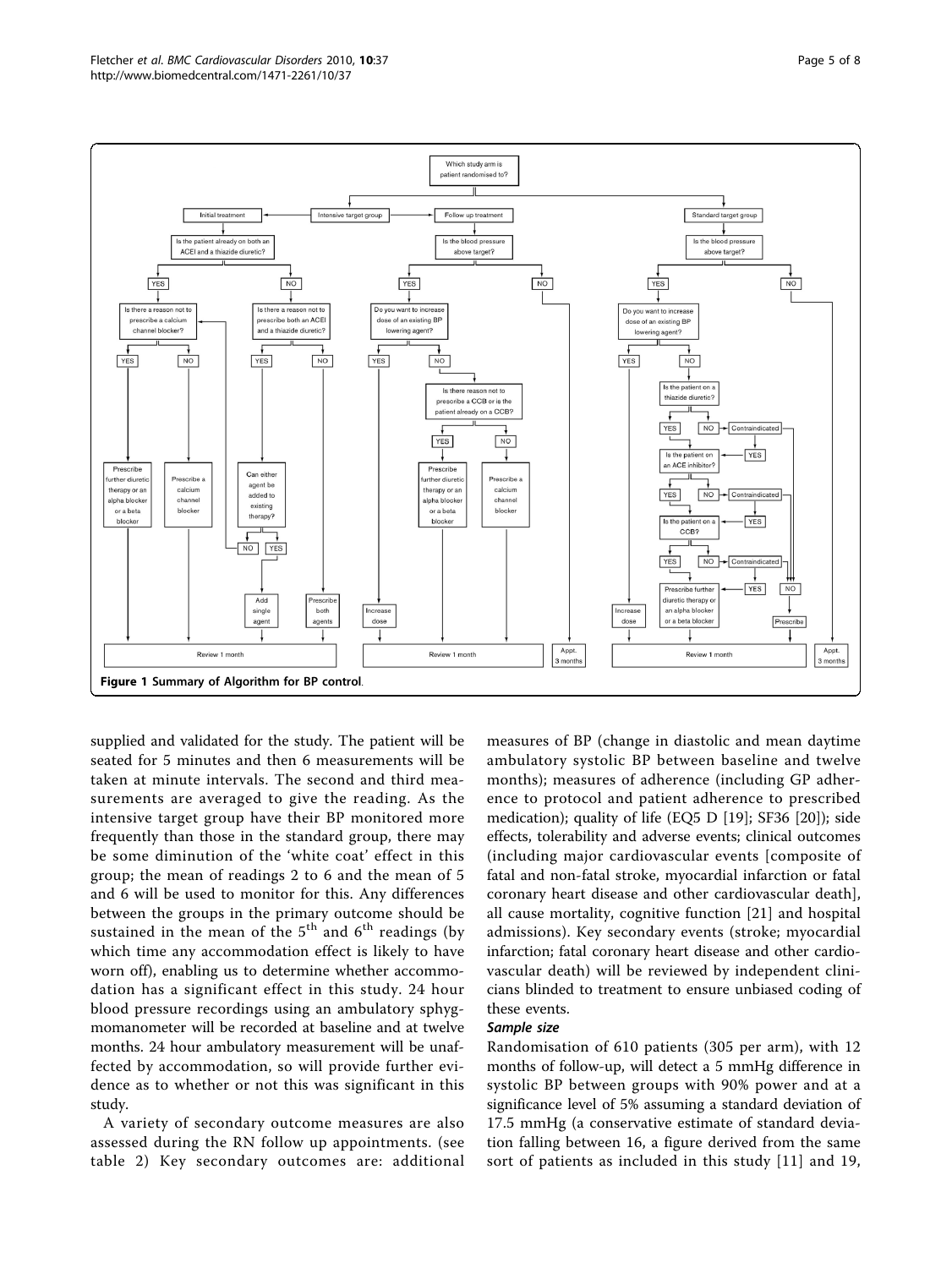Figure 1 Summary of Algorithm for BP control.

supplied and validated for the study. The patient will be seated for 5 minutes and then 6 measurements will be taken at minute intervals. The second and third measurements are averaged to give the reading. As the intensive target group have their BP monitored more frequently than those in the standard group, there may be some diminution of the 'white coat' effect in this group; the mean of readings 2 to 6 and the mean of 5 and 6 will be used to monitor for this. Any differences between the groups in the primary outcome should be sustained in the mean of the 5th and 6th readings (by which time any accommodation effect is likely to have worn off), enabling us to determine whether accommodation has a significant effect in this study. 24 hour blood pressure recordings using an ambulatory sphygmomanometer will be recorded at baseline and at twelve months. 24 hour ambulatory measurement will be unaffected by accommodation, so will provide further evidence as to whether or not this was significant in this study.

A variety of secondary outcome measures are also assessed during the RN follow up appointments. (see table 2) Key secondary outcomes are: additional measures of BP (change in diastolic and mean daytime ambulatory systolic BP between baseline and twelve months); measures of adherence (including GP adherence to protocol and patient adherence to prescribed medication); quality of life (EQ5 D [19]; SF36 [20]); side effects, tolerability and adverse events; clinical outcomes (including major cardiovascular events [composite of fatal and non-fatal stroke, myocardial infarction or fatal coronary heart disease and other cardiovascular death], all cause mortality, cognitive function [21] and hospital admissions). Key secondary events (stroke; myocardial infarction; fatal coronary heart disease and other cardiovascular death) will be reviewed by independent clinicians blinded to treatment to ensure unbiased coding of these events.

### Sample size

Randomisation of 610 patients (305 per arm), with 12 months of follow-up, will detect a 5 mmHg difference in systolic BP between groups with 90% power and at a significance level of 5% assuming a standard deviation of 17.5 mmHg (a conservative estimate of standard deviation falling between 16, a figure derived from the same sort of patients as included in this study [11] and 19,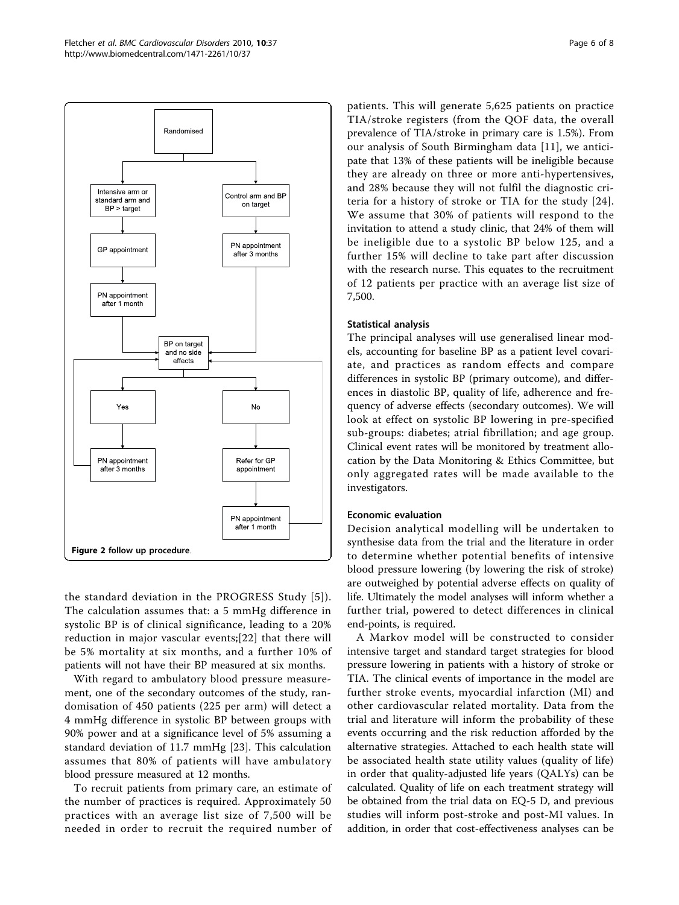**Figure 2 follow up procedure**.

the standard deviation in the PROGRESS Study [5]). The calculation assumes that: a 5 mmHg difference in systolic BP is of clinical significance, leading to a 20% reduction in major vascular events;[22] that there will be 5% mortality at six months, and a further 10% of patients will not have their BP measured at six months.

With regard to ambulatory blood pressure measurement, one of the secondary outcomes of the study, randomisation of 450 patients (225 per arm) will detect a 4 mmHg difference in systolic BP between groups with 90% power and at a significance level of 5% assuming a standard deviation of 11.7 mmHg [23]. This calculation assumes that 80% of patients will have ambulatory blood pressure measured at 12 months.

To recruit patients from primary care, an estimate of the number of practices is required. Approximately 50 practices with an average list size of 7,500 will be needed in order to recruit the required number of patients. This will generate 5,625 patients on practice TIA/stroke registers (from the QOF data, the overall prevalence of TIA/stroke in primary care is 1.5%). From our analysis of South Birmingham data [11], we anticipate that 13% of these patients will be ineligible because they are already on three or more anti-hypertensives, and 28% because they will not fulfil the diagnostic criteria for a history of stroke or TIA for the study [24]. We assume that 30% of patients will respond to the invitation to attend a study clinic, that 24% of them will be ineligible due to a systolic BP below 125, and a further 15% will decline to take part after discussion with the research nurse. This equates to the recruitment of 12 patients per practice with an average list size of 7,500.

#### Statistical analysis

The principal analyses will use generalised linear models, accounting for baseline BP as a patient level covariate, and practices as random effects and compare differences in systolic BP (primary outcome), and differences in diastolic BP, quality of life, adherence and frequency of adverse effects (secondary outcomes). We will look at effect on systolic BP lowering in pre-specified sub-groups: diabetes; atrial fibrillation; and age group. Clinical event rates will be monitored by treatment allocation by the Data Monitoring & Ethics Committee, but only aggregated rates will be made available to the investigators.

#### Economic evaluation

Decision analytical modelling will be undertaken to synthesise data from the trial and the literature in order to determine whether potential benefits of intensive blood pressure lowering (by lowering the risk of stroke) are outweighed by potential adverse effects on quality of life. Ultimately the model analyses will inform whether a further trial, powered to detect differences in clinical end-points, is required.

A Markov model will be constructed to consider intensive target and standard target strategies for blood pressure lowering in patients with a history of stroke or TIA. The clinical events of importance in the model are further stroke events, myocardial infarction (MI) and other cardiovascular related mortality. Data from the trial and literature will inform the probability of these events occurring and the risk reduction afforded by the alternative strategies. Attached to each health state will be associated health state utility values (quality of life) in order that quality-adjusted life years (QALYs) can be calculated. Quality of life on each treatment strategy will be obtained from the trial data on EQ-5 D, and previous studies will inform post-stroke and post-MI values. In addition, in order that cost-effectiveness analyses can be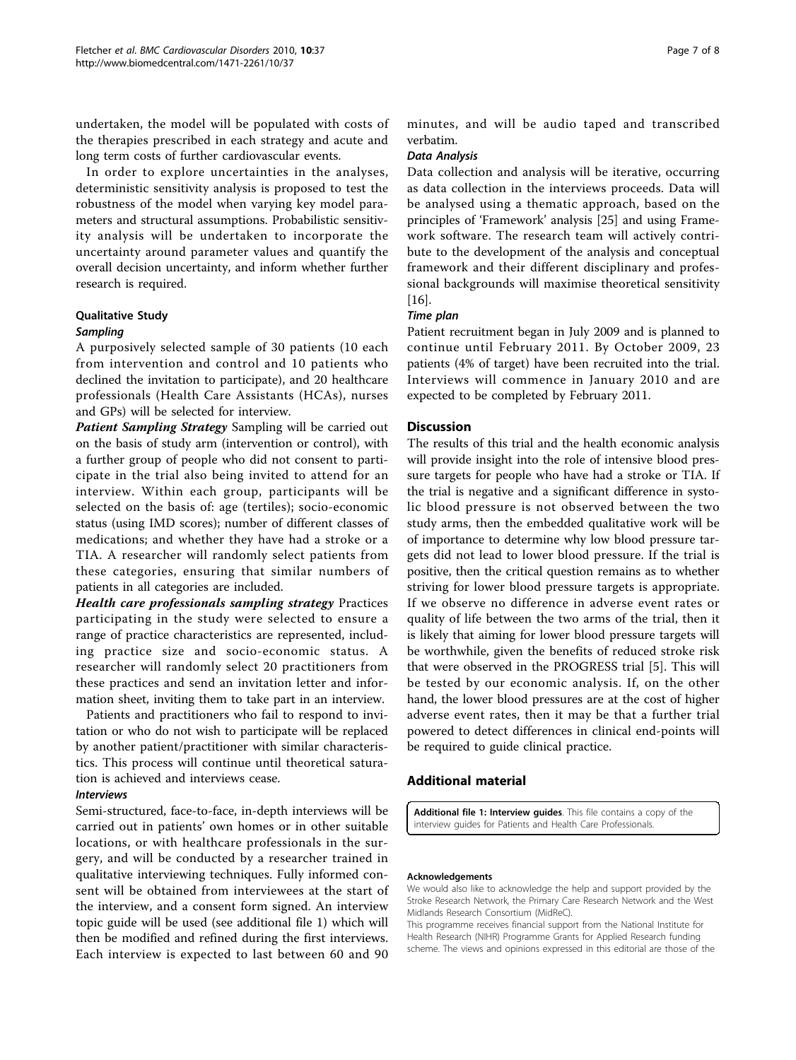undertaken, the model will be populated with costs of the therapies prescribed in each strategy and acute and long term costs of further cardiovascular events.

In order to explore uncertainties in the analyses, deterministic sensitivity analysis is proposed to test the robustness of the model when varying key model parameters and structural assumptions. Probabilistic sensitivity analysis will be undertaken to incorporate the uncertainty around parameter values and quantify the overall decision uncertainty, and inform whether further research is required.

### Qualitative Study

#### *Sampling*

A purposively selected sample of 30 patients (10 each from intervention and control and 10 patients who declined the invitation to participate), and 20 healthcare professionals (Health Care Assistants (HCAs), nurses and GPs) will be selected for interview.

***Patient Sampling Strategy*** Sampling will be carried out on the basis of study arm (intervention or control), with a further group of people who did not consent to participate in the trial also being invited to attend for an interview. Within each group, participants will be selected on the basis of: age (tertiles); socio-economic status (using IMD scores); number of different classes of medications; and whether they have had a stroke or a TIA. A researcher will randomly select patients from these categories, ensuring that similar numbers of patients in all categories are included.

***Health care professionals sampling strategy*** Practices participating in the study were selected to ensure a range of practice characteristics are represented, including practice size and socio-economic status. A researcher will randomly select 20 practitioners from these practices and send an invitation letter and information sheet, inviting them to take part in an interview.

Patients and practitioners who fail to respond to invitation or who do not wish to participate will be replaced by another patient/practitioner with similar characteristics. This process will continue until theoretical saturation is achieved and interviews cease.

#### *Interviews*

Semi-structured, face-to-face, in-depth interviews will be carried out in patients' own homes or in other suitable locations, or with healthcare professionals in the surgery, and will be conducted by a researcher trained in qualitative interviewing techniques. Fully informed consent will be obtained from interviewees at the start of the interview, and a consent form signed. An interview topic guide will be used (see additional file 1) which will then be modified and refined during the first interviews. Each interview is expected to last between 60 and 90 minutes, and will be audio taped and transcribed verbatim.

#### *Data Analysis*

Data collection and analysis will be iterative, occurring as data collection in the interviews proceeds. Data will be analysed using a thematic approach, based on the principles of 'Framework' analysis [25] and using Framework software. The research team will actively contribute to the development of the analysis and conceptual framework and their different disciplinary and professional backgrounds will maximise theoretical sensitivity [16].

#### *Time plan*

Patient recruitment began in July 2009 and is planned to continue until February 2011. By October 2009, 23 patients (4% of target) have been recruited into the trial. Interviews will commence in January 2010 and are expected to be completed by February 2011.

## Discussion

The results of this trial and the health economic analysis will provide insight into the role of intensive blood pressure targets for people who have had a stroke or TIA. If the trial is negative and a significant difference in systolic blood pressure is not observed between the two study arms, then the embedded qualitative work will be of importance to determine why low blood pressure targets did not lead to lower blood pressure. If the trial is positive, then the critical question remains as to whether striving for lower blood pressure targets is appropriate. If we observe no difference in adverse event rates or quality of life between the two arms of the trial, then it is likely that aiming for lower blood pressure targets will be worthwhile, given the benefits of reduced stroke risk that were observed in the PROGRESS trial [5]. This will be tested by our economic analysis. If, on the other hand, the lower blood pressures are at the cost of higher adverse event rates, then it may be that a further trial powered to detect differences in clinical end-points will be required to guide clinical practice.

## Additional material

**Additional file 1: Interview guides**. This file contains a copy of the interview guides for Patients and Health Care Professionals.

#### Acknowledgements

We would also like to acknowledge the help and support provided by the Stroke Research Network, the Primary Care Research Network and the West Midlands Research Consortium (MidReC).

This programme receives financial support from the National Institute for Health Research (NIHR) Programme Grants for Applied Research funding scheme. The views and opinions expressed in this editorial are those of the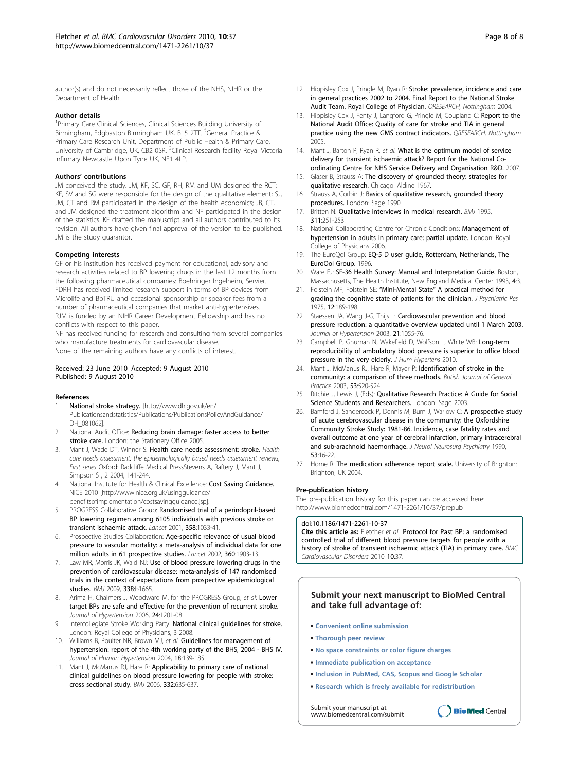author(s) and do not necessarily reflect those of the NHS, NIHR or the Department of Health.

#### Author details

[1]Primary Care Clinical Sciences, Clinical Sciences Building University of Birmingham, Edgbaston Birmingham UK, B15 2TT. [2]General Practice & Primary Care Research Unit, Department of Public Health & Primary Care, University of Cambridge, UK, CB2 0SR. [3]Clinical Research facility Royal Victoria Infirmary Newcastle Upon Tyne UK, NE1 4LP.

#### Authors' contributions

JM conceived the study. JM, KF, SC, GF, RH, RM and UM designed the RCT; KF, SV and SG were responsible for the design of the qualitative element; SJ, JM, CT and RM participated in the design of the health economics; JB, CT, and JM designed the treatment algorithm and NF participated in the design of the statistics. KF drafted the manuscript and all authors contributed to its revision. All authors have given final approval of the version to be published. JM is the study guarantor.

#### Competing interests

GF or his institution has received payment for educational, advisory and research activities related to BP lowering drugs in the last 12 months from the following pharmaceutical companies: Boehringer Ingelheim, Servier. FDRH has received limited research support in terms of BP devices from Microlife and BpTRU and occasional sponsorship or speaker fees from a number of pharmaceutical companies that market anti-hypertensives. RJM is funded by an NIHR Career Development Fellowship and has no conflicts with respect to this paper.
NF has received funding for research and consulting from several companies who manufacture treatments for cardiovascular disease.
None of the remaining authors have any conflicts of interest.

Received: 23 June 2010 Accepted: 9 August 2010
Published: 9 August 2010

#### References

1. **National stroke strategy.** [http://www.dh.gov.uk/en/Publicationsandstatistics/Publications/PublicationsPolicyAndGuidance/DH_081062].
2. National Audit Office: **Reducing brain damage: faster access to better stroke care.** London: the Stationery Office 2005.
3. Mant J, Wade DT, Winner S: **Health care needs assessment: stroke.** *Health care needs assessment: the epidemiologically based needs assessment reviews, First series* Oxford: Radcliffe Medical PressStevens A, Raftery J, Mant J, Simpson S , 2 2004, 141-244.
4. National Institute for Health & Clinical Excellence: **Cost Saving Guidance.** NICE 2010 [http://www.nice.org.uk/usingguidance/benefitsofimplementation/costsavingguidance.jsp].
5. PROGRESS Collaborative Group: **Randomised trial of a perindopril-based BP lowering regimen among 6105 individuals with previous stroke or transient ischaemic attack.** *Lancet* 2001, **358**:1033-41.
6. Prospective Studies Collaboration: **Age-specific relevance of usual blood pressure to vascular mortality: a meta-analysis of individual data for one million adults in 61 prospective studies.** *Lancet* 2002, **360**:1903-13.
7. Law MR, Morris JK, Wald NJ: **Use of blood pressure lowering drugs in the prevention of cardiovascular disease: meta-analysis of 147 randomised trials in the context of expectations from prospective epidemiological studies.** *BMJ* 2009, **338**:b1665.
8. Arima H, Chalmers J, Woodward M, for the PROGRESS Group, *et al*: **Lower target BPs are safe and effective for the prevention of recurrent stroke.** *Journal of Hypertension* 2006, **24**:1201-08.
9. Intercollegiate Stroke Working Party: **National clinical guidelines for stroke.** London: Royal College of Physicians, 3 2008.
10. Williams B, Poulter NR, Brown MJ, *et al*: **Guidelines for management of hypertension: report of the 4th working party of the BHS, 2004 - BHS IV.** *Journal of Human Hypertension* 2004, **18**:139-185.
11. Mant J, McManus RJ, Hare R: **Applicability to primary care of national clinical guidelines on blood pressure lowering for people with stroke: cross sectional study.** *BMJ* 2006, **332**:635-637.
12. Hippisley Cox J, Pringle M, Ryan R: **Stroke: prevalence, incidence and care in general practices 2002 to 2004. Final Report to the National Stroke Audit Team, Royal College of Physician.** *QRESEARCH, Nottingham* 2004.
13. Hippisley Cox J, Fenty J, Langford G, Pringle M, Coupland C: **Report to the National Audit Office: Quality of care for stroke and TIA in general practice using the new GMS contract indicators.** *QRESEARCH, Nottingham* 2005.
14. Mant J, Barton P, Ryan R, *et al*: **What is the optimum model of service delivery for transient ischaemic attack? Report for the National Co-ordinating Centre for NHS Service Delivery and Organisation R&D.** 2007.
15. Glaser B, Strauss A: **The discovery of grounded theory: strategies for qualitative research.** Chicago: Aldine 1967.
16. Strauss A, Corbin J: **Basics of qualitative research, grounded theory procedures.** London: Sage 1990.
17. Britten N: **Qualitative interviews in medical research.** *BMJ* 1995, **311**:251-253.
18. National Collaborating Centre for Chronic Conditions: **Management of hypertension in adults in primary care: partial update.** London: Royal College of Physicians 2006.
19. The EuroQol Group: **EQ-5 D user guide, Rotterdam, Netherlands, The EuroQol Group.** 1996.
20. Ware EJ: **SF-36 Health Survey: Manual and Interpretation Guide.** Boston, Massachusetts, The Health Institute, New England Medical Center 1993, **4**:3.
21. Folstein MF, Folstein SE: **"Mini-Mental State" A practical method for grading the cognitive state of patients for the clinician.** *J Psychiatric Res* 1975, **12**:189-198.
22. Staessen JA, Wang J-G, Thijs L: **Cardiovascular prevention and blood pressure reduction: a quantitative overview updated until 1 March 2003.** *Journal of Hypertension* 2003, **21**:1055-76.
23. Campbell P, Ghuman N, Wakefield D, Wolfson L, White WB: **Long-term reproducibility of ambulatory blood pressure is superior to office blood pressure in the very elderly.** *J Hum Hypertens* 2010.
24. Mant J, McManus RJ, Hare R, Mayer P: **Identification of stroke in the community: a comparison of three methods.** *British Journal of General Practice* 2003, **53**:520-524.
25. Ritchie J, Lewis J, (Eds): **Qualitative Research Practice: A Guide for Social Science Students and Researchers.** London: Sage 2003.
26. Bamford J, Sandercock P, Dennis M, Burn J, Warlow C: **A prospective study of acute cerebrovascular disease in the community: the Oxfordshire Community Stroke Study: 1981-86. Incidence, case fatality rates and overall outcome at one year of cerebral infarction, primary intracerebral and sub-arachnoid haemorrhage.** *J Neurol Neurosurg Psychiatry* 1990, **53**:16-22.
27. Horne R: **The medication adherence report scale.** University of Brighton: Brighton, UK 2004.

#### Pre-publication history

The pre-publication history for this paper can be accessed here:
http://www.biomedcentral.com/1471-2261/10/37/prepub

doi:10.1186/1471-2261-10-37
**Cite this article as:** Fletcher *et al.*: Protocol for Past BP: a randomised controlled trial of different blood pressure targets for people with a history of stroke of transient ischaemic attack (TIA) in primary care. *BMC Cardiovascular Disorders* 2010 **10**:37.

**Submit your next manuscript to BioMed Central and take full advantage of:**

- Convenient online submission
- Thorough peer review
- No space constraints or color figure charges
- Immediate publication on acceptance
- Inclusion in PubMed, CAS, Scopus and Google Scholar
- Research which is freely available for redistribution

Submit your manuscript at
www.biomedcentral.com/submit

BioMed Central